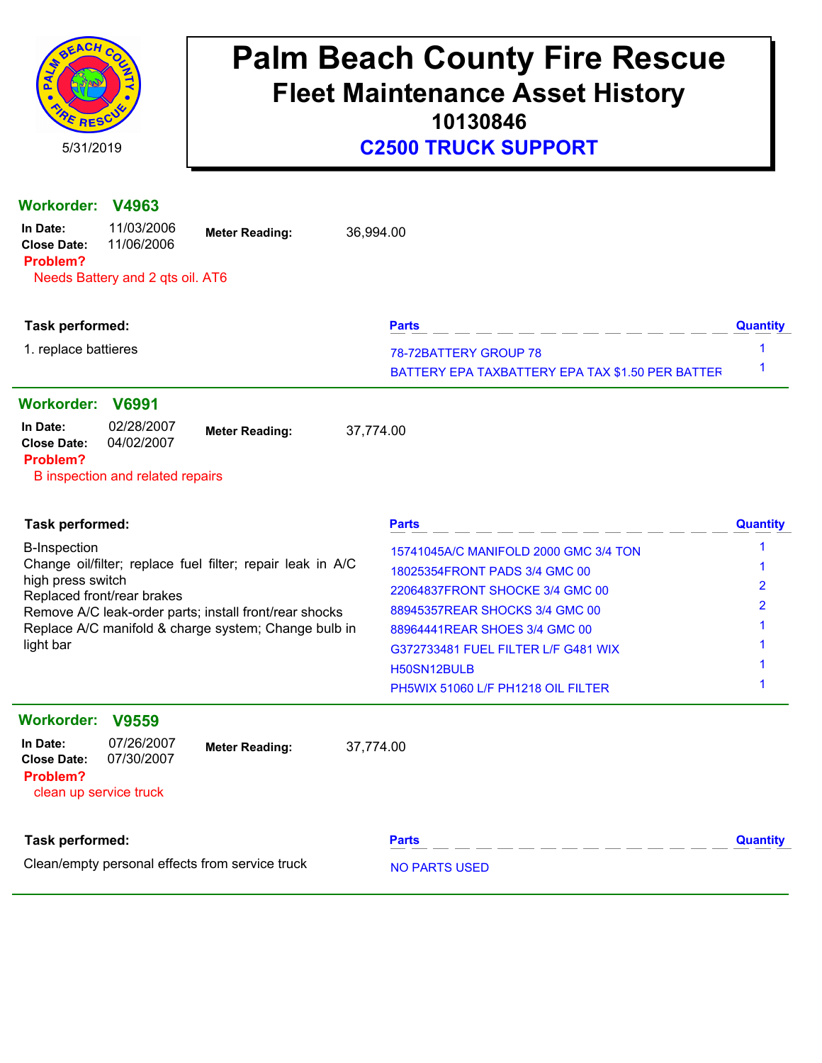# Palm Beach County Fire Rescue

## Fleet Maintenance Asset History

### 10130846

### C2500 TRUCK SUPPORT

5/31/2019

---

**Workorder:** **V4963**

**In Date:** 11/03/2006
**Close Date:** 11/06/2006
**Meter Reading:** 36,994.00

**Problem?**
Needs Battery and 2 qts oil. AT6

**Task performed:**

1. replace battieres

| Parts | Quantity |
|---|---|
| 78-72BATTERY GROUP 78 | 1 |
| BATTERY EPA TAXBATTERY EPA TAX $1.50 PER BATTER | 1 |

---

**Workorder:** **V6991**

**In Date:** 02/28/2007
**Close Date:** 04/02/2007
**Meter Reading:** 37,774.00

**Problem?**
B inspection and related repairs

**Task performed:**

B-Inspection
Change oil/filter; replace fuel filter; repair leak in A/C high press switch
Replaced front/rear brakes
Remove A/C leak-order parts; install front/rear shocks
Replace A/C manifold & charge system; Change bulb in light bar

| Parts | Quantity |
|---|---|
| 15741045A/C MANIFOLD 2000 GMC 3/4 TON | 1 |
| 18025354FRONT PADS 3/4 GMC 00 | 1 |
| 22064837FRONT SHOCKE 3/4 GMC 00 | 2 |
| 88945357REAR SHOCKS 3/4 GMC 00 | 2 |
| 88964441REAR SHOES 3/4 GMC 00 | 1 |
| G372733481 FUEL FILTER L/F G481 WIX | 1 |
| H50SN12BULB | 1 |
| PH5WIX 51060 L/F PH1218 OIL FILTER | 1 |

---

**Workorder:** **V9559**

**In Date:** 07/26/2007
**Close Date:** 07/30/2007
**Meter Reading:** 37,774.00

**Problem?**
clean up service truck

**Task performed:**

Clean/empty personal effects from service truck

| Parts | Quantity |
|---|---|
| NO PARTS USED | |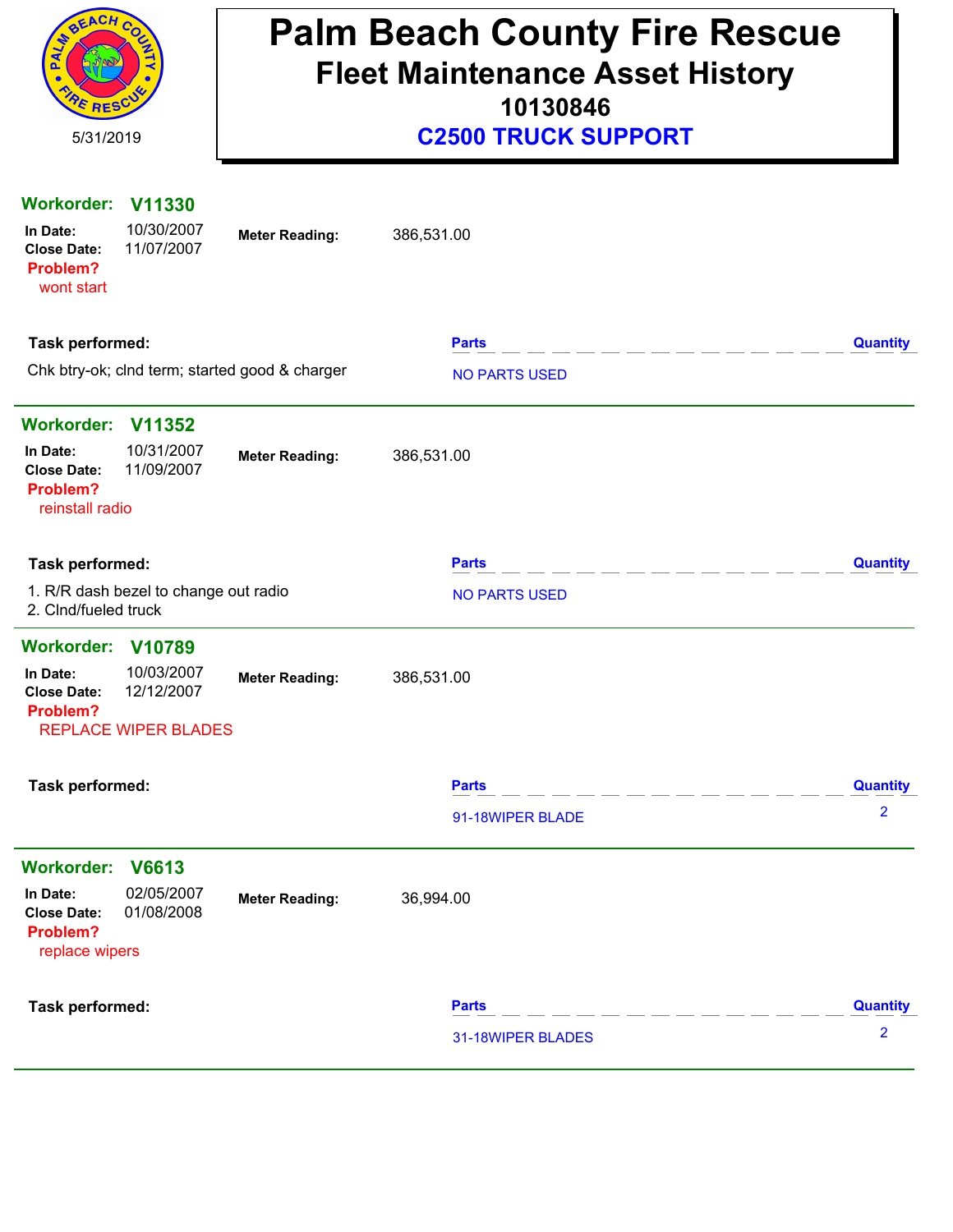# Palm Beach County Fire Rescue

## Fleet Maintenance Asset History

### 10130846

### C2500 TRUCK SUPPORT

5/31/2019

---

**Workorder: V11330**

**In Date:** 10/30/2007
**Close Date:** 11/07/2007
**Meter Reading:** 386,531.00

**Problem?**
wont start

**Task performed:**
Chk btry-ok; clnd term; started good & charger

| Parts | Quantity |
|---|---|
| NO PARTS USED | |

---

**Workorder: V11352**

**In Date:** 10/31/2007
**Close Date:** 11/09/2007
**Meter Reading:** 386,531.00

**Problem?**
reinstall radio

**Task performed:**
1. R/R dash bezel to change out radio
2. Clnd/fueled truck

| Parts | Quantity |
|---|---|
| NO PARTS USED | |

---

**Workorder: V10789**

**In Date:** 10/03/2007
**Close Date:** 12/12/2007
**Meter Reading:** 386,531.00

**Problem?**
REPLACE WIPER BLADES

**Task performed:**

| Parts | Quantity |
|---|---|
| 91-18WIPER BLADE | 2 |

---

**Workorder: V6613**

**In Date:** 02/05/2007
**Close Date:** 01/08/2008
**Meter Reading:** 36,994.00

**Problem?**
replace wipers

**Task performed:**

| Parts | Quantity |
|---|---|
| 31-18WIPER BLADES | 2 |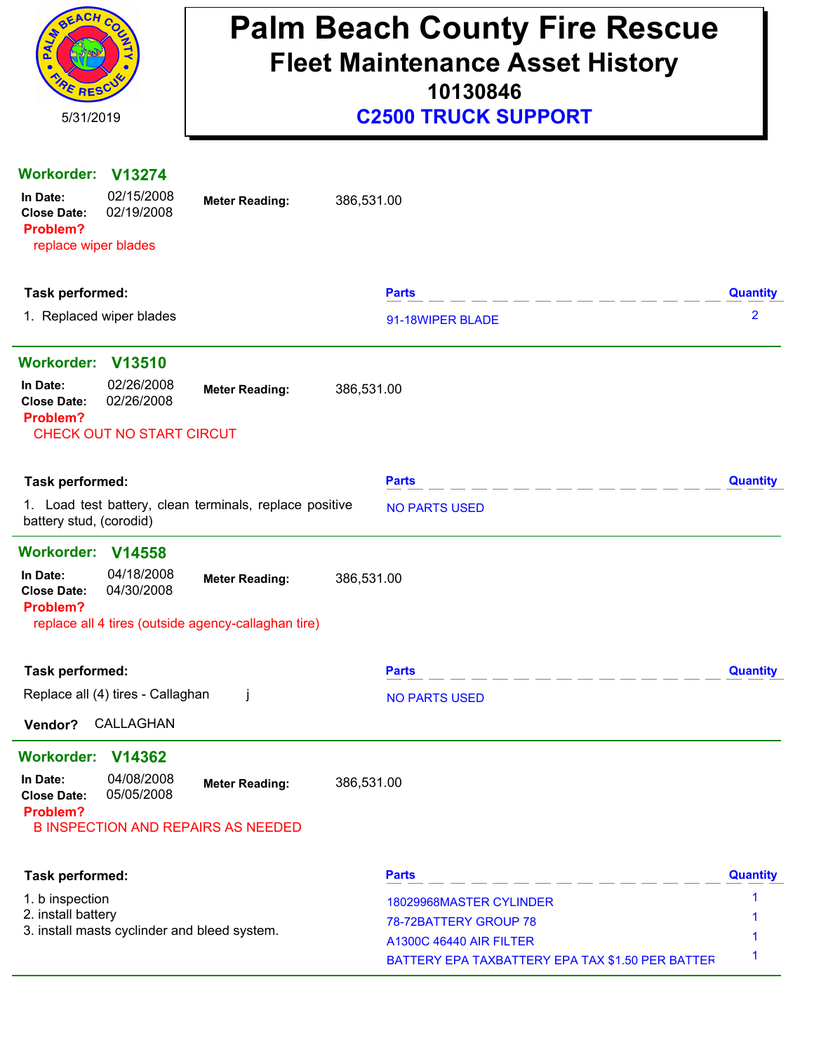# Palm Beach County Fire Rescue

## Fleet Maintenance Asset History

### 10130846

### C2500 TRUCK SUPPORT

5/31/2019

---

**Workorder: V13274**

**In Date:** 02/15/2008
**Close Date:** 02/19/2008
**Meter Reading:** 386,531.00

**Problem?**
replace wiper blades

**Task performed:**

1. Replaced wiper blades

| Parts | Quantity |
| --- | --- |
| 91-18WIPER BLADE | 2 |

---

**Workorder: V13510**

**In Date:** 02/26/2008
**Close Date:** 02/26/2008
**Meter Reading:** 386,531.00

**Problem?**
CHECK OUT NO START CIRCUT

**Task performed:**

1. Load test battery, clean terminals, replace positive battery stud, (corodid)

| Parts | Quantity |
| --- | --- |
| NO PARTS USED | |

---

**Workorder: V14558**

**In Date:** 04/18/2008
**Close Date:** 04/30/2008
**Meter Reading:** 386,531.00

**Problem?**
replace all 4 tires (outside agency-callaghan tire)

**Task performed:**

Replace all (4) tires - Callaghan j

| Parts | Quantity |
| --- | --- |
| NO PARTS USED | |

**Vendor?** CALLAGHAN

---

**Workorder: V14362**

**In Date:** 04/08/2008
**Close Date:** 05/05/2008
**Meter Reading:** 386,531.00

**Problem?**
B INSPECTION AND REPAIRS AS NEEDED

**Task performed:**

1. b inspection
2. install battery
3. install masts cylinder and bleed system.

| Parts | Quantity |
| --- | --- |
| 18029968MASTER CYLINDER | 1 |
| 78-72BATTERY GROUP 78 | 1 |
| A1300C 46440 AIR FILTER | 1 |
| BATTERY EPA TAXBATTERY EPA TAX $1.50 PER BATTER | 1 |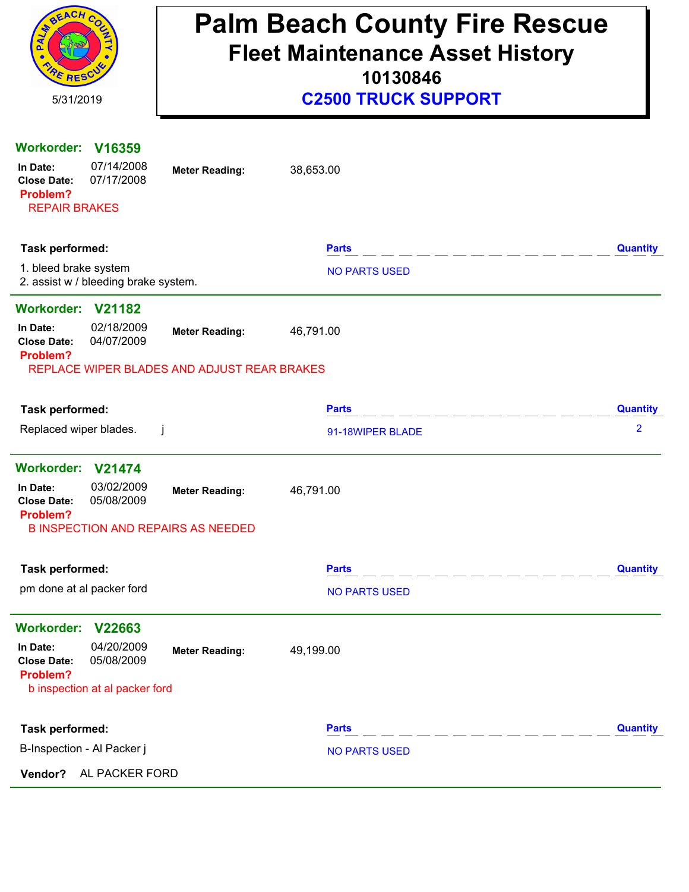# Palm Beach County Fire Rescue

## Fleet Maintenance Asset History

### 10130846

### C2500 TRUCK SUPPORT

5/31/2019

---

**Workorder: V16359**

**In Date:** 07/14/2008
**Close Date:** 07/17/2008
**Meter Reading:** 38,653.00

**Problem?**
REPAIR BRAKES

| Task performed: | Parts | Quantity |
|---|---|---|
| 1. bleed brake system<br>2. assist w / bleeding brake system. | NO PARTS USED | |

---

**Workorder: V21182**

**In Date:** 02/18/2009
**Close Date:** 04/07/2009
**Meter Reading:** 46,791.00

**Problem?**
REPLACE WIPER BLADES AND ADJUST REAR BRAKES

| Task performed: | Parts | Quantity |
|---|---|---|
| Replaced wiper blades. j | 91-18WIPER BLADE | 2 |

---

**Workorder: V21474**

**In Date:** 03/02/2009
**Close Date:** 05/08/2009
**Meter Reading:** 46,791.00

**Problem?**
B INSPECTION AND REPAIRS AS NEEDED

| Task performed: | Parts | Quantity |
|---|---|---|
| pm done at al packer ford | NO PARTS USED | |

---

**Workorder: V22663**

**In Date:** 04/20/2009
**Close Date:** 05/08/2009
**Meter Reading:** 49,199.00

**Problem?**
b inspection at al packer ford

| Task performed: | Parts | Quantity |
|---|---|---|
| B-Inspection - Al Packer j | NO PARTS USED | |

**Vendor?** AL PACKER FORD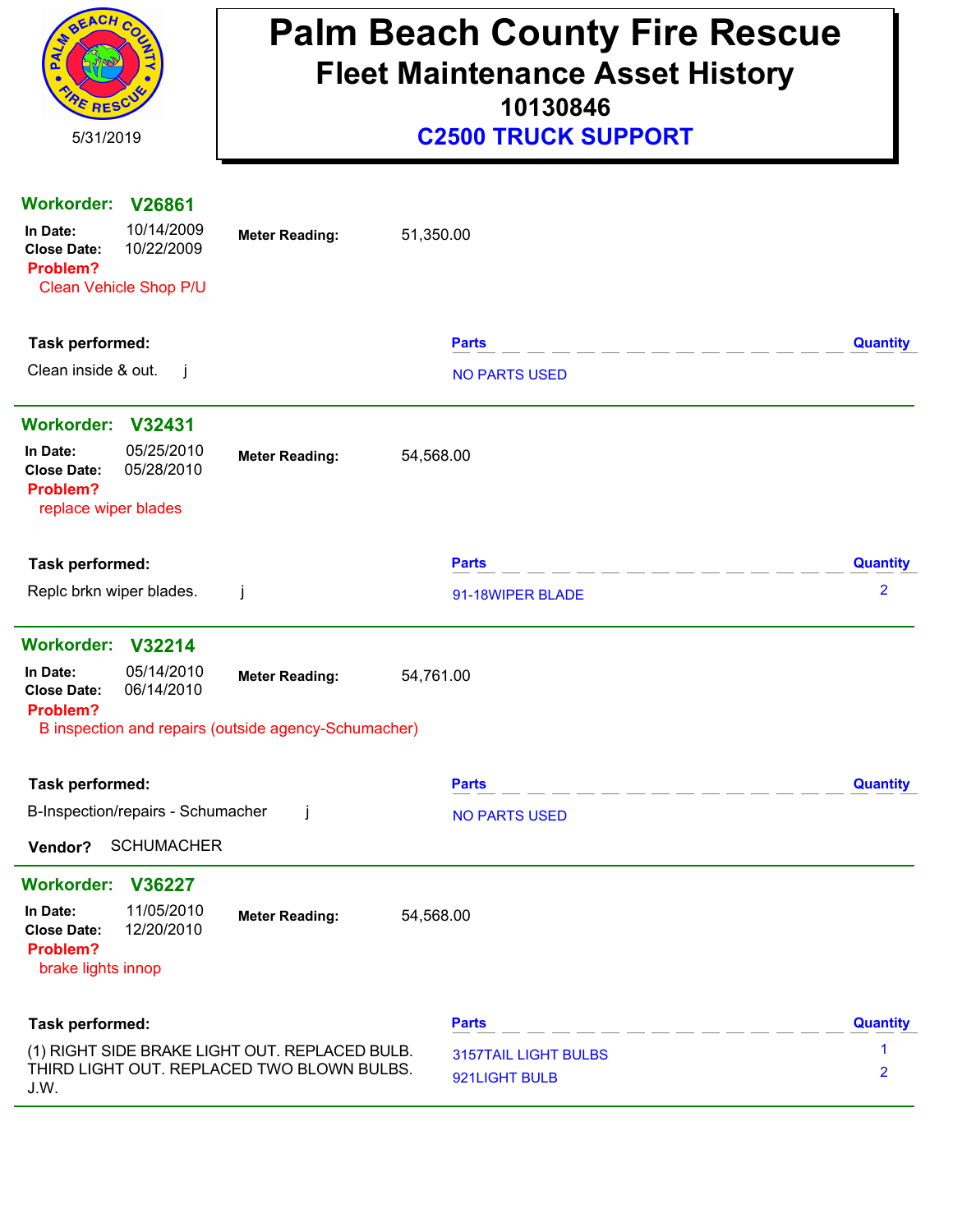5/31/2019

# Palm Beach County Fire Rescue
## Fleet Maintenance Asset History
### 10130846
### C2500 TRUCK SUPPORT

**Workorder: V26861**

**In Date:** 10/14/2009 **Meter Reading:** 51,350.00
**Close Date:** 10/22/2009

**Problem?**
Clean Vehicle Shop P/U

| Task performed: | Parts | Quantity |
|---|---|---|
| Clean inside & out. j | NO PARTS USED | |

---

**Workorder: V32431**

**In Date:** 05/25/2010 **Meter Reading:** 54,568.00
**Close Date:** 05/28/2010

**Problem?**
replace wiper blades

| Task performed: | Parts | Quantity |
|---|---|---|
| Replc brkn wiper blades. j | 91-18WIPER BLADE | 2 |

---

**Workorder: V32214**

**In Date:** 05/14/2010 **Meter Reading:** 54,761.00
**Close Date:** 06/14/2010

**Problem?**
B inspection and repairs (outside agency-Schumacher)

| Task performed: | Parts | Quantity |
|---|---|---|
| B-Inspection/repairs - Schumacher j | NO PARTS USED | |

**Vendor?** SCHUMACHER

---

**Workorder: V36227**

**In Date:** 11/05/2010 **Meter Reading:** 54,568.00
**Close Date:** 12/20/2010

**Problem?**
brake lights innop

| Task performed: | Parts | Quantity |
|---|---|---|
| (1) RIGHT SIDE BRAKE LIGHT OUT. REPLACED BULB. THIRD LIGHT OUT. REPLACED TWO BLOWN BULBS. J.W. | 3157TAIL LIGHT BULBS | 1 |
| | 921LIGHT BULB | 2 |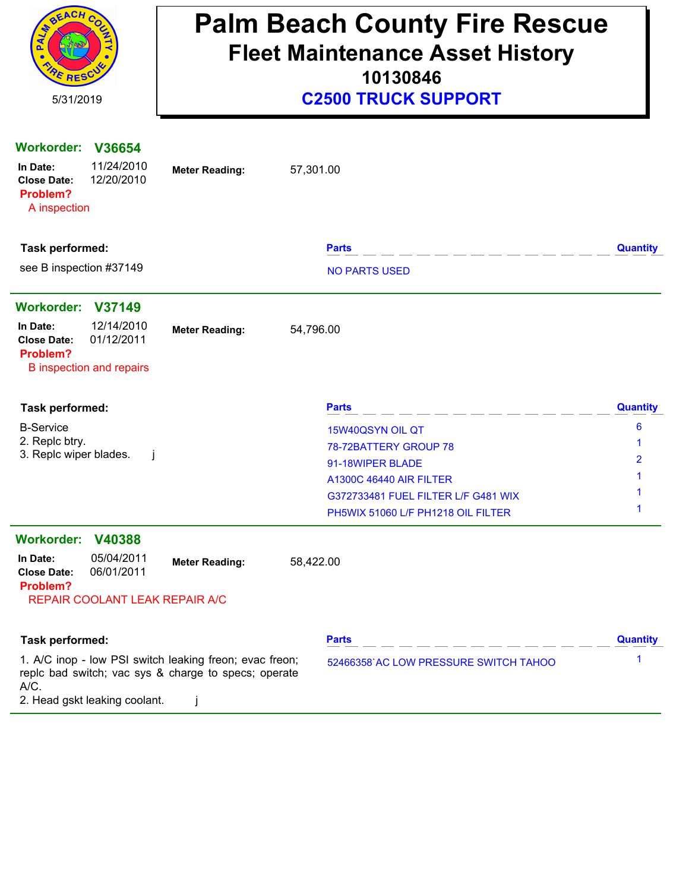# Palm Beach County Fire Rescue

## Fleet Maintenance Asset History

### 10130846

### C2500 TRUCK SUPPORT

5/31/2019

**Workorder: V36654**

**In Date:** 11/24/2010
**Close Date:** 12/20/2010
**Meter Reading:** 57,301.00

**Problem?**
A inspection

**Task performed:**

see B inspection #37149

| Parts | Quantity |
| --- | --- |
| NO PARTS USED | |

---

**Workorder: V37149**

**In Date:** 12/14/2010
**Close Date:** 01/12/2011
**Meter Reading:** 54,796.00

**Problem?**
B inspection and repairs

**Task performed:**

B-Service
2. Replc btry.
3. Replc wiper blades. j

| Parts | Quantity |
| --- | --- |
| 15W40QSYN OIL QT | 6 |
| 78-72BATTERY GROUP 78 | 1 |
| 91-18WIPER BLADE | 2 |
| A1300C 46440 AIR FILTER | 1 |
| G372733481 FUEL FILTER L/F G481 WIX | 1 |
| PH5WIX 51060 L/F PH1218 OIL FILTER | 1 |

---

**Workorder: V40388**

**In Date:** 05/04/2011
**Close Date:** 06/01/2011
**Meter Reading:** 58,422.00

**Problem?**
REPAIR COOLANT LEAK REPAIR A/C

**Task performed:**

1. A/C inop - low PSI switch leaking freon; evac freon; replc bad switch; vac sys & charge to specs; operate A/C.
2. Head gskt leaking coolant. j

| Parts | Quantity |
| --- | --- |
| 52466358`AC LOW PRESSURE SWITCH TAHOO | 1 |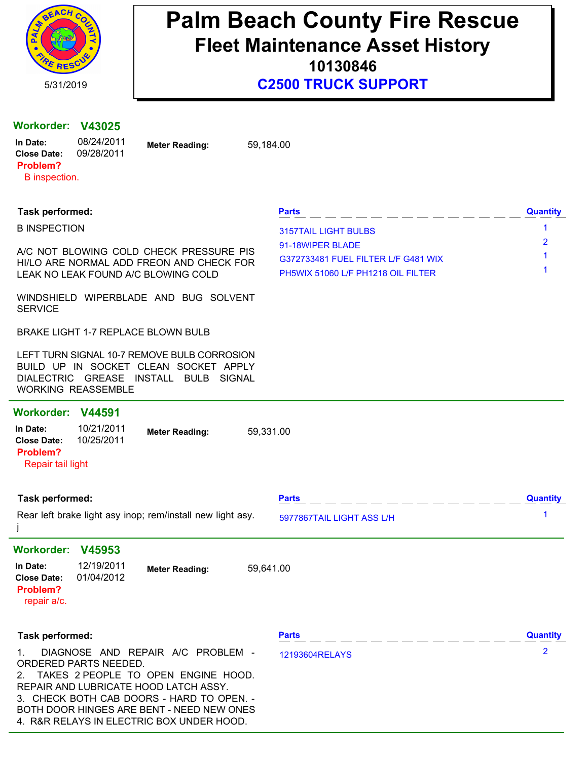# Palm Beach County Fire Rescue
## Fleet Maintenance Asset History
### 10130846
### C2500 TRUCK SUPPORT

5/31/2019

---

**Workorder: V43025**

**In Date:** 08/24/2011
**Close Date:** 09/28/2011
**Meter Reading:** 59,184.00

**Problem?**
B inspection.

**Task performed:**

B INSPECTION

A/C NOT BLOWING COLD CHECK PRESSURE PIS HI/LO ARE NORMAL ADD FREON AND CHECK FOR LEAK NO LEAK FOUND A/C BLOWING COLD

WINDSHIELD WIPERBLADE AND BUG SOLVENT SERVICE

BRAKE LIGHT 1-7 REPLACE BLOWN BULB

LEFT TURN SIGNAL 10-7 REMOVE BULB CORROSION BUILD UP IN SOCKET CLEAN SOCKET APPLY DIALECTRIC GREASE INSTALL BULB SIGNAL WORKING REASSEMBLE

| Parts | Quantity |
|---|---|
| 3157TAIL LIGHT BULBS | 1 |
| 91-18WIPER BLADE | 2 |
| G372733481 FUEL FILTER L/F G481 WIX | 1 |
| PH5WIX 51060 L/F PH1218 OIL FILTER | 1 |

---

**Workorder: V44591**

**In Date:** 10/21/2011
**Close Date:** 10/25/2011
**Meter Reading:** 59,331.00

**Problem?**
Repair tail light

**Task performed:**

Rear left brake light asy inop; rem/install new light asy.
j

| Parts | Quantity |
|---|---|
| 5977867TAIL LIGHT ASS L/H | 1 |

---

**Workorder: V45953**

**In Date:** 12/19/2011
**Close Date:** 01/04/2012
**Meter Reading:** 59,641.00

**Problem?**
repair a/c.

**Task performed:**

1. DIAGNOSE AND REPAIR A/C PROBLEM - ORDERED PARTS NEEDED.
2. TAKES 2 PEOPLE TO OPEN ENGINE HOOD. REPAIR AND LUBRICATE HOOD LATCH ASSY.
3. CHECK BOTH CAB DOORS - HARD TO OPEN. - BOTH DOOR HINGES ARE BENT - NEED NEW ONES
4. R&R RELAYS IN ELECTRIC BOX UNDER HOOD.

| Parts | Quantity |
|---|---|
| 12193604RELAYS | 2 |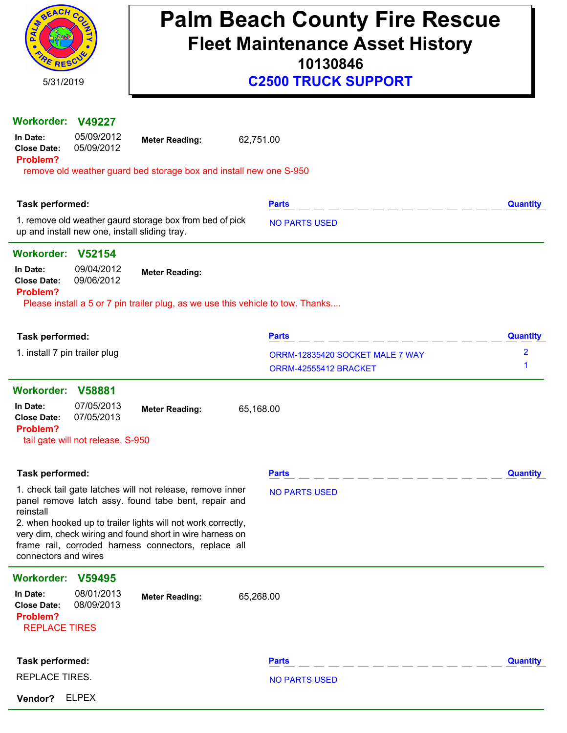5/31/2019

# Palm Beach County Fire Rescue

## Fleet Maintenance Asset History

### 10130846

### C2500 TRUCK SUPPORT

**Workorder: V49227**

**In Date:** 05/09/2012
**Close Date:** 05/09/2012
**Meter Reading:** 62,751.00

**Problem?**
remove old weather guard bed storage box and install new one S-950

**Task performed:**

1. remove old weather gaurd storage box from bed of pick up and install new one, install sliding tray.

| Parts | Quantity |
| --- | --- |
| NO PARTS USED | |

**Workorder: V52154**

**In Date:** 09/04/2012
**Close Date:** 09/06/2012
**Meter Reading:**

**Problem?**
Please install a 5 or 7 pin trailer plug, as we use this vehicle to tow. Thanks....

**Task performed:**

1. install 7 pin trailer plug

| Parts | Quantity |
| --- | --- |
| ORRM-12835420 SOCKET MALE 7 WAY | 2 |
| ORRM-42555412 BRACKET | 1 |

**Workorder: V58881**

**In Date:** 07/05/2013
**Close Date:** 07/05/2013
**Meter Reading:** 65,168.00

**Problem?**
tail gate will not release, S-950

**Task performed:**

1. check tail gate latches will not release, remove inner panel remove latch assy. found tabe bent, repair and reinstall
2. when hooked up to trailer lights will not work correctly, very dim, check wiring and found short in wire harness on frame rail, corroded harness connectors, replace all connectors and wires

| Parts | Quantity |
| --- | --- |
| NO PARTS USED | |

**Workorder: V59495**

**In Date:** 08/01/2013
**Close Date:** 08/09/2013
**Meter Reading:** 65,268.00

**Problem?**
REPLACE TIRES

**Task performed:**

REPLACE TIRES.

**Vendor?** ELPEX

| Parts | Quantity |
| --- | --- |
| NO PARTS USED | |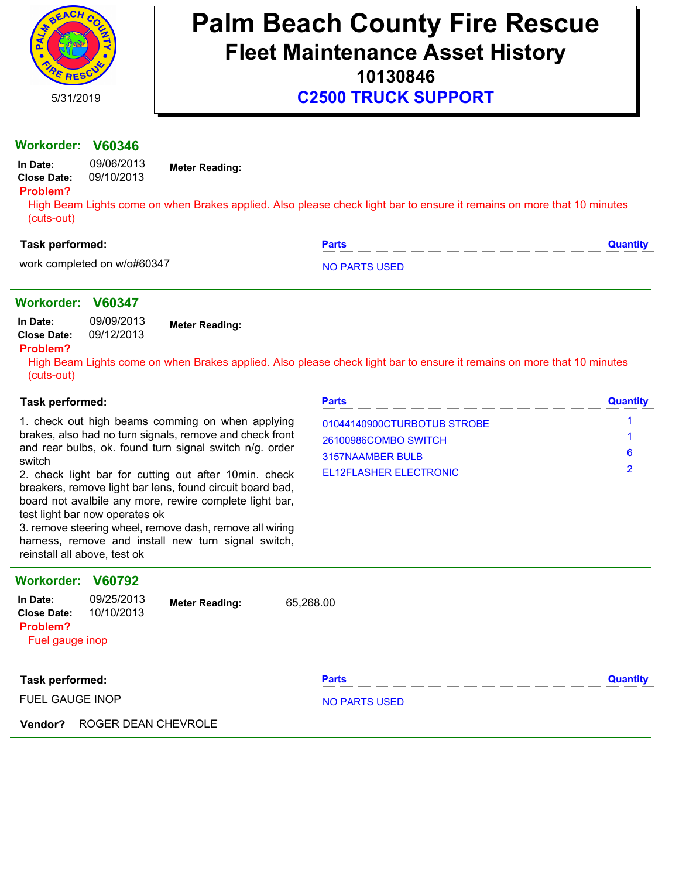# Palm Beach County Fire Rescue

## Fleet Maintenance Asset History

### 10130846

### C2500 TRUCK SUPPORT

5/31/2019

---

**Workorder: V60346**

**In Date:** 09/06/2013
**Close Date:** 09/10/2013
**Meter Reading:**

**Problem?**
High Beam Lights come on when Brakes applied. Also please check light bar to ensure it remains on more that 10 minutes (cuts-out)

**Task performed:**
work completed on w/o#60347

| Parts | Quantity |
|---|---|
| NO PARTS USED | |

---

**Workorder: V60347**

**In Date:** 09/09/2013
**Close Date:** 09/12/2013
**Meter Reading:**

**Problem?**
High Beam Lights come on when Brakes applied. Also please check light bar to ensure it remains on more that 10 minutes (cuts-out)

**Task performed:**
1. check out high beams comming on when applying brakes, also had no turn signals, remove and check front and rear bulbs, ok. found turn signal switch n/g. order switch
2. check light bar for cutting out after 10min. check breakers, remove light bar lens, found circuit board bad, board not avalbile any more, rewire complete light bar, test light bar now operates ok
3. remove steering wheel, remove dash, remove all wiring harness, remove and install new turn signal switch, reinstall all above, test ok

| Parts | Quantity |
|---|---|
| 01044140900CTURBOTUB STROBE | 1 |
| 26100986COMBO SWITCH | 1 |
| 3157NAAMBER BULB | 6 |
| EL12FLASHER ELECTRONIC | 2 |

---

**Workorder: V60792**

**In Date:** 09/25/2013
**Close Date:** 10/10/2013
**Meter Reading:** 65,268.00

**Problem?**
Fuel gauge inop

**Task performed:**
FUEL GAUGE INOP

| Parts | Quantity |
|---|---|
| NO PARTS USED | |

**Vendor?** ROGER DEAN CHEVROLET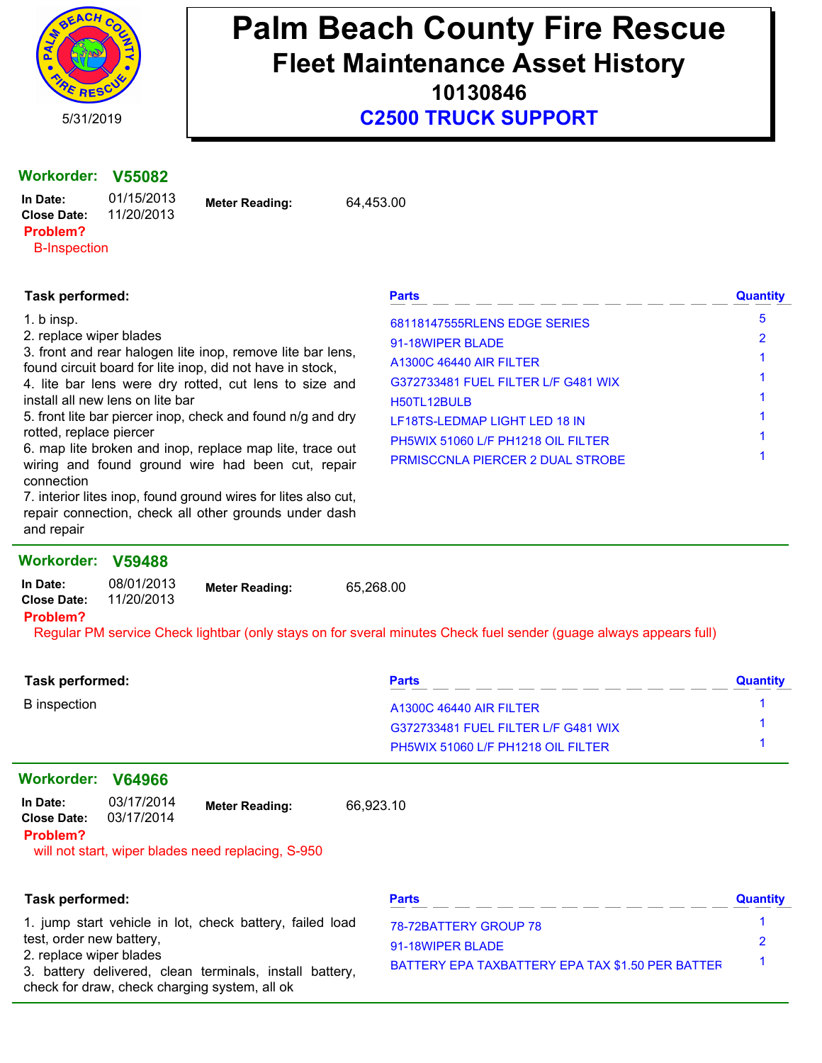# Palm Beach County Fire Rescue

## Fleet Maintenance Asset History

### 10130846

### C2500 TRUCK SUPPORT

5/31/2019

---

**Workorder:** **V55082**

**In Date:** 01/15/2013
**Close Date:** 11/20/2013
**Meter Reading:** 64,453.00

**Problem?**
B-Inspection

**Task performed:**

1. b insp.
2. replace wiper blades
3. front and rear halogen lite inop, remove lite bar lens, found circuit board for lite inop, did not have in stock,
4. lite bar lens were dry rotted, cut lens to size and install all new lens on lite bar
5. front lite bar piercer inop, check and found n/g and dry rotted, replace piercer
6. map lite broken and inop, replace map lite, trace out wiring and found ground wire had been cut, repair connection
7. interior lites inop, found ground wires for lites also cut, repair connection, check all other grounds under dash and repair

| Parts | Quantity |
|---|---|
| 68118147555RLENS EDGE SERIES | 5 |
| 91-18WIPER BLADE | 2 |
| A1300C 46440 AIR FILTER | 1 |
| G372733481 FUEL FILTER L/F G481 WIX | 1 |
| H50TL12BULB | 1 |
| LF18TS-LEDMAP LIGHT LED 18 IN | 1 |
| PH5WIX 51060 L/F PH1218 OIL FILTER | 1 |
| PRMISCCNLA PIERCER 2 DUAL STROBE | 1 |

---

**Workorder:** **V59488**

**In Date:** 08/01/2013
**Close Date:** 11/20/2013
**Meter Reading:** 65,268.00

**Problem?**
Regular PM service Check lightbar (only stays on for sveral minutes Check fuel sender (guage always appears full)

**Task performed:**

B inspection

| Parts | Quantity |
|---|---|
| A1300C 46440 AIR FILTER | 1 |
| G372733481 FUEL FILTER L/F G481 WIX | 1 |
| PH5WIX 51060 L/F PH1218 OIL FILTER | 1 |

---

**Workorder:** **V64966**

**In Date:** 03/17/2014
**Close Date:** 03/17/2014
**Meter Reading:** 66,923.10

**Problem?**
will not start, wiper blades need replacing, S-950

**Task performed:**

1. jump start vehicle in lot, check battery, failed load test, order new battery,
2. replace wiper blades
3. battery delivered, clean terminals, install battery, check for draw, check charging system, all ok

| Parts | Quantity |
|---|---|
| 78-72BATTERY GROUP 78 | 1 |
| 91-18WIPER BLADE | 2 |
| BATTERY EPA TAXBATTERY EPA TAX $1.50 PER BATTER | 1 |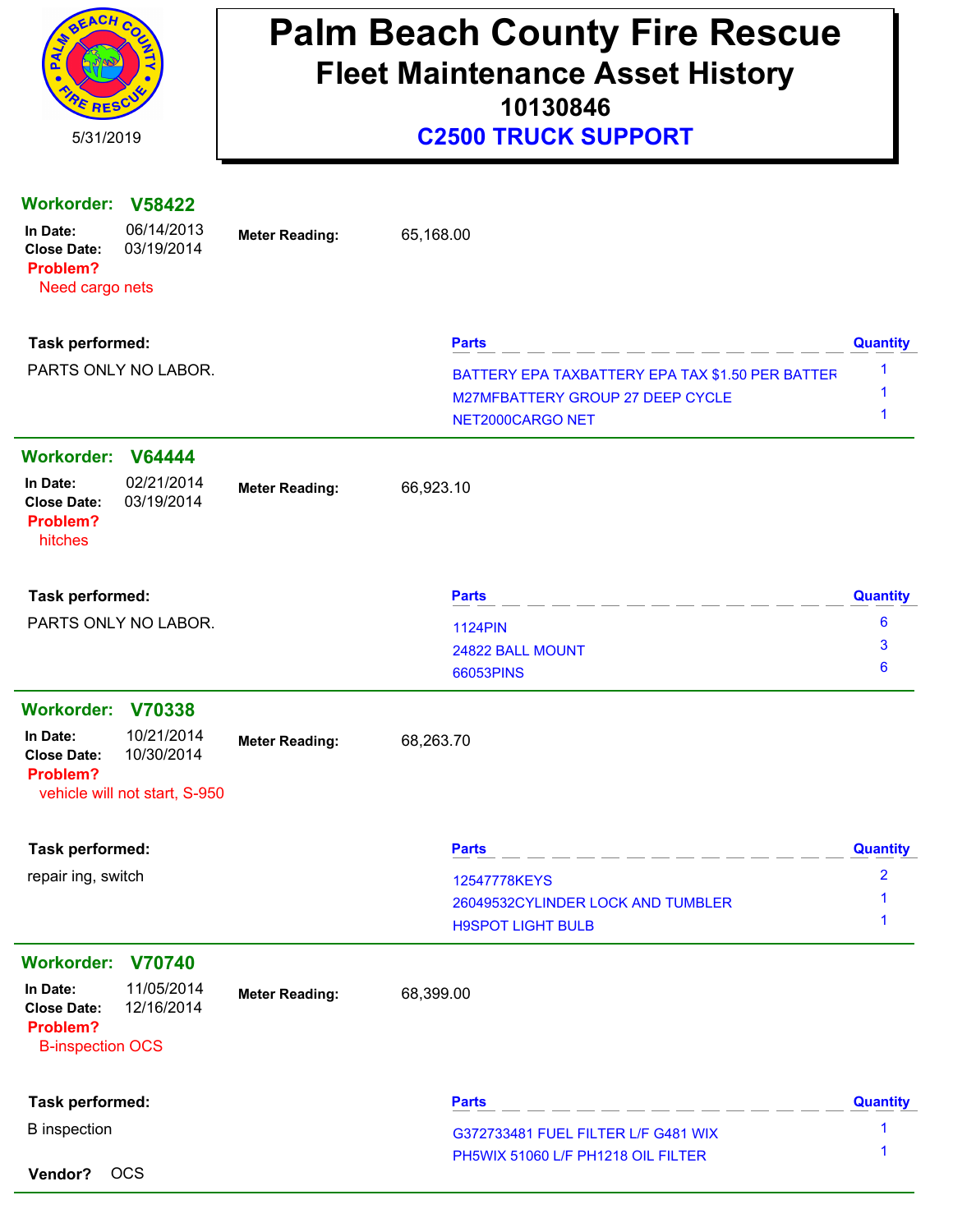# Palm Beach County Fire Rescue
## Fleet Maintenance Asset History
### 10130846
### C2500 TRUCK SUPPORT

5/31/2019

---

**Workorder: V58422**

**In Date:** 06/14/2013
**Close Date:** 03/19/2014
**Meter Reading:** 65,168.00

**Problem?**
Need cargo nets

**Task performed:**
PARTS ONLY NO LABOR.

| Parts | Quantity |
|---|---|
| BATTERY EPA TAXBATTERY EPA TAX $1.50 PER BATTER | 1 |
| M27MFBATTERY GROUP 27 DEEP CYCLE | 1 |
| NET2000CARGO NET | 1 |

---

**Workorder: V64444**

**In Date:** 02/21/2014
**Close Date:** 03/19/2014
**Meter Reading:** 66,923.10

**Problem?**
hitches

**Task performed:**
PARTS ONLY NO LABOR.

| Parts | Quantity |
|---|---|
| 1124PIN | 6 |
| 24822 BALL MOUNT | 3 |
| 66053PINS | 6 |

---

**Workorder: V70338**

**In Date:** 10/21/2014
**Close Date:** 10/30/2014
**Meter Reading:** 68,263.70

**Problem?**
vehicle will not start, S-950

**Task performed:**
repair ing, switch

| Parts | Quantity |
|---|---|
| 12547778KEYS | 2 |
| 26049532CYLINDER LOCK AND TUMBLER | 1 |
| H9SPOT LIGHT BULB | 1 |

---

**Workorder: V70740**

**In Date:** 11/05/2014
**Close Date:** 12/16/2014
**Meter Reading:** 68,399.00

**Problem?**
B-inspection OCS

**Task performed:**
B inspection

| Parts | Quantity |
|---|---|
| G372733481 FUEL FILTER L/F G481 WIX | 1 |
| PH5WIX 51060 L/F PH1218 OIL FILTER | 1 |

**Vendor?** OCS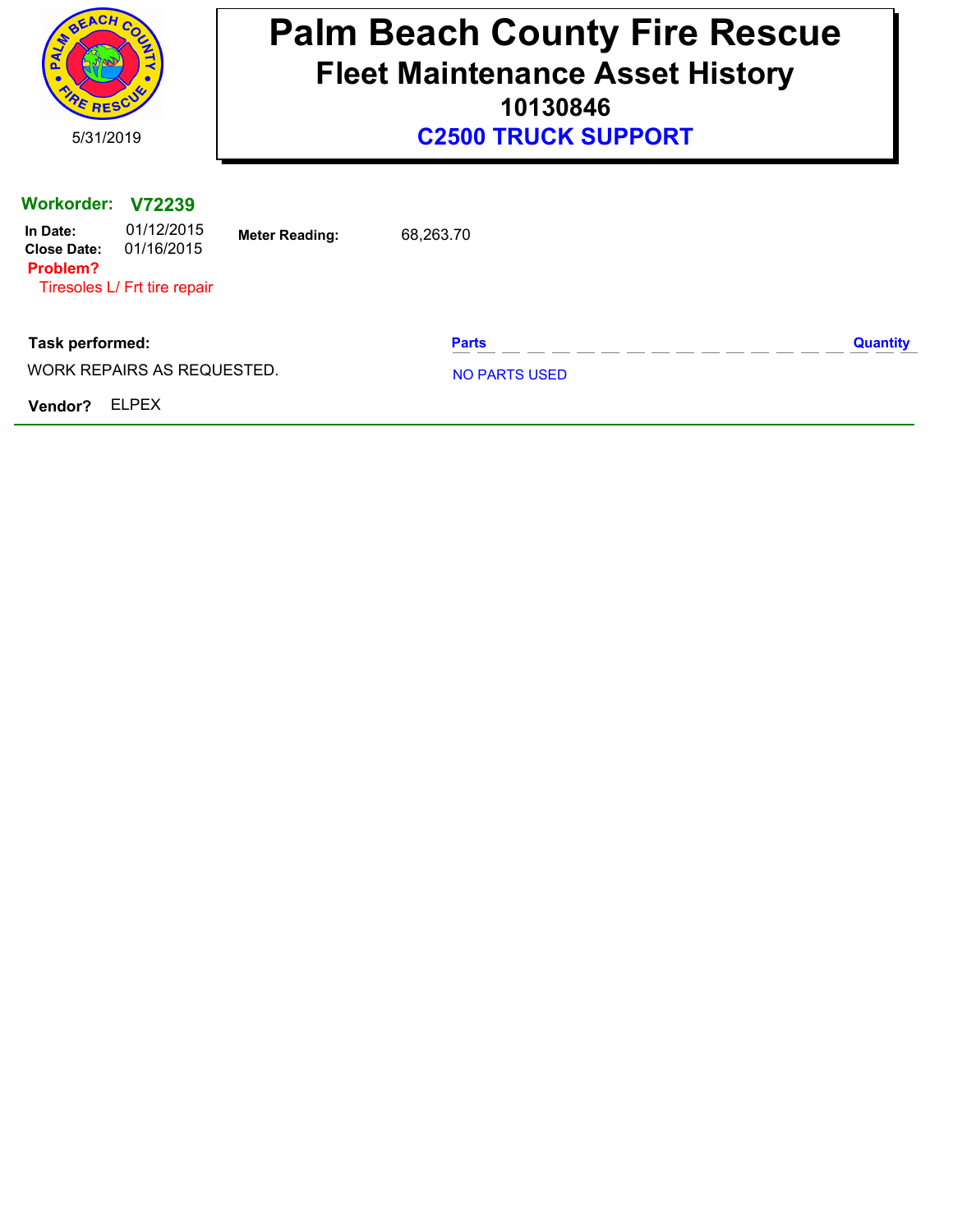# Palm Beach County Fire Rescue

## Fleet Maintenance Asset History

### 10130846

### C2500 TRUCK SUPPORT

5/31/2019

**Workorder: V72239**

**In Date:** 01/12/2015
**Close Date:** 01/16/2015
**Meter Reading:** 68,263.70

**Problem?**
Tiresoles L/ Frt tire repair

**Task performed:**
WORK REPAIRS AS REQUESTED.

| Parts | Quantity |
|---|---|
| NO PARTS USED | |

**Vendor?** ELPEX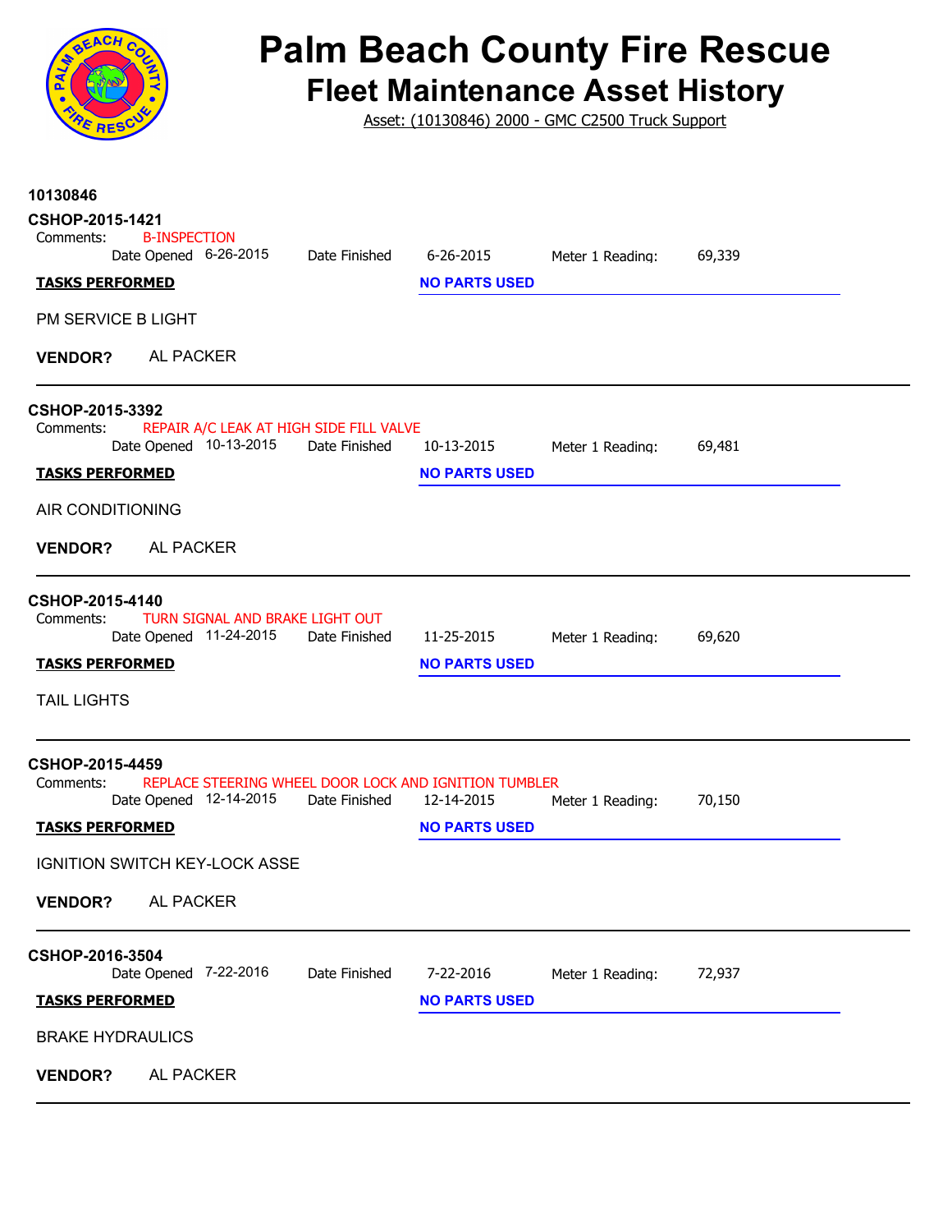# Palm Beach County Fire Rescue

## Fleet Maintenance Asset History

Asset: (10130846) 2000 - GMC C2500 Truck Support

**10130846**

**CSHOP-2015-1421**

Comments: B-INSPECTION

Date Opened 6-26-2015 Date Finished 6-26-2015 Meter 1 Reading: 69,339

**TASKS PERFORMED** **NO PARTS USED**

PM SERVICE B LIGHT

**VENDOR?** AL PACKER

---

**CSHOP-2015-3392**

Comments: REPAIR A/C LEAK AT HIGH SIDE FILL VALVE

Date Opened 10-13-2015 Date Finished 10-13-2015 Meter 1 Reading: 69,481

**TASKS PERFORMED** **NO PARTS USED**

AIR CONDITIONING

**VENDOR?** AL PACKER

---

**CSHOP-2015-4140**

Comments: TURN SIGNAL AND BRAKE LIGHT OUT

Date Opened 11-24-2015 Date Finished 11-25-2015 Meter 1 Reading: 69,620

**TASKS PERFORMED** **NO PARTS USED**

TAIL LIGHTS

---

**CSHOP-2015-4459**

Comments: REPLACE STEERING WHEEL DOOR LOCK AND IGNITION TUMBLER

Date Opened 12-14-2015 Date Finished 12-14-2015 Meter 1 Reading: 70,150

**TASKS PERFORMED** **NO PARTS USED**

IGNITION SWITCH KEY-LOCK ASSE

**VENDOR?** AL PACKER

---

**CSHOP-2016-3504**

Date Opened 7-22-2016 Date Finished 7-22-2016 Meter 1 Reading: 72,937

**TASKS PERFORMED** **NO PARTS USED**

BRAKE HYDRAULICS

**VENDOR?** AL PACKER

---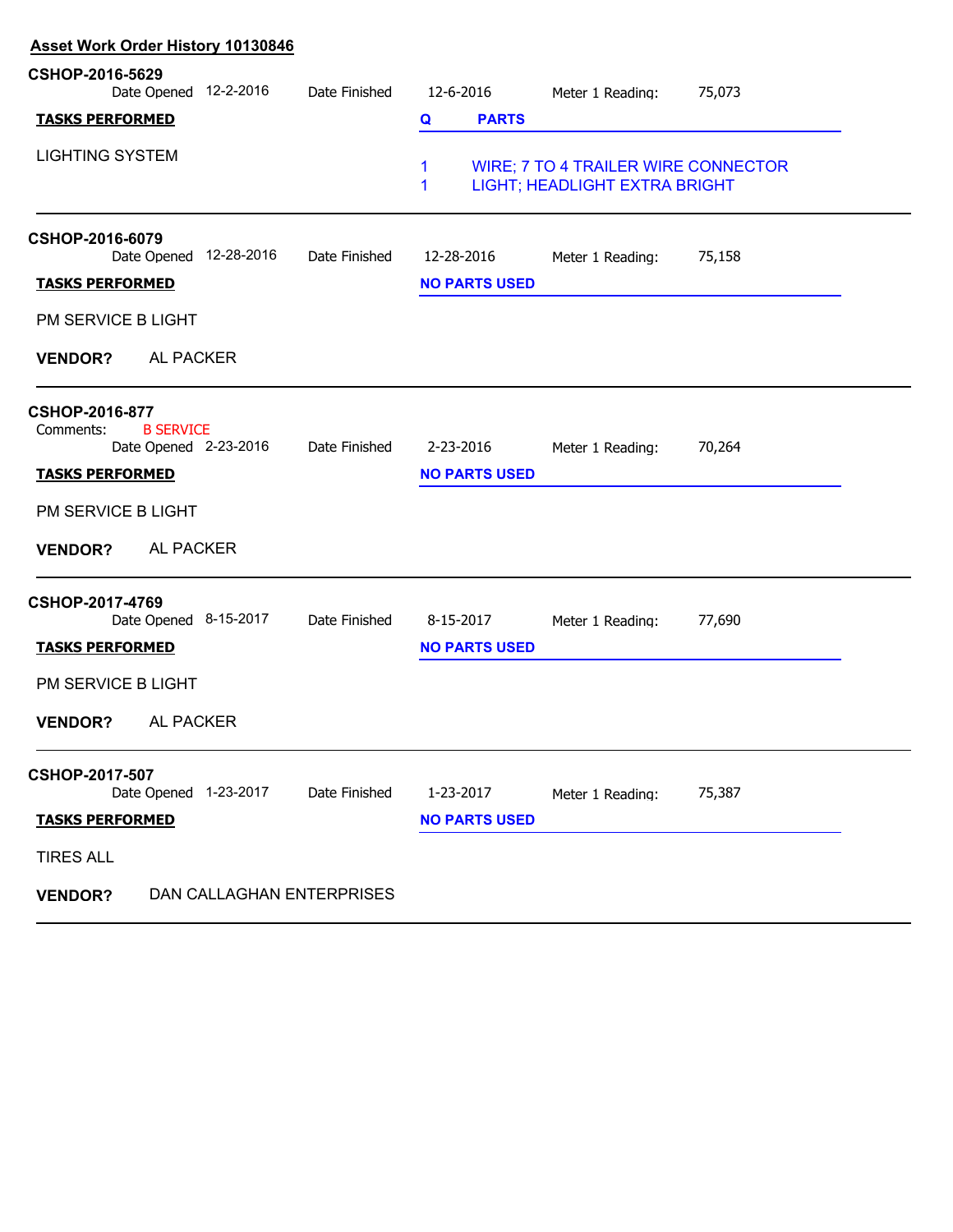## Asset Work Order History 10130846

### CSHOP-2016-5629

Date Opened 12-2-2016 Date Finished 12-6-2016 Meter 1 Reading: 75,073

| TASKS PERFORMED | Q | PARTS |
|---|---|---|
| LIGHTING SYSTEM | 1 | WIRE; 7 TO 4 TRAILER WIRE CONNECTOR |
| | 1 | LIGHT; HEADLIGHT EXTRA BRIGHT |

---

### CSHOP-2016-6079

Date Opened 12-28-2016 Date Finished 12-28-2016 Meter 1 Reading: 75,158

**TASKS PERFORMED** **NO PARTS USED**

PM SERVICE B LIGHT

**VENDOR?** AL PACKER

---

### CSHOP-2016-877

Comments: B SERVICE

Date Opened 2-23-2016 Date Finished 2-23-2016 Meter 1 Reading: 70,264

**TASKS PERFORMED** **NO PARTS USED**

PM SERVICE B LIGHT

**VENDOR?** AL PACKER

---

### CSHOP-2017-4769

Date Opened 8-15-2017 Date Finished 8-15-2017 Meter 1 Reading: 77,690

**TASKS PERFORMED** **NO PARTS USED**

PM SERVICE B LIGHT

**VENDOR?** AL PACKER

---

### CSHOP-2017-507

Date Opened 1-23-2017 Date Finished 1-23-2017 Meter 1 Reading: 75,387

**TASKS PERFORMED** **NO PARTS USED**

TIRES ALL

**VENDOR?** DAN CALLAGHAN ENTERPRISES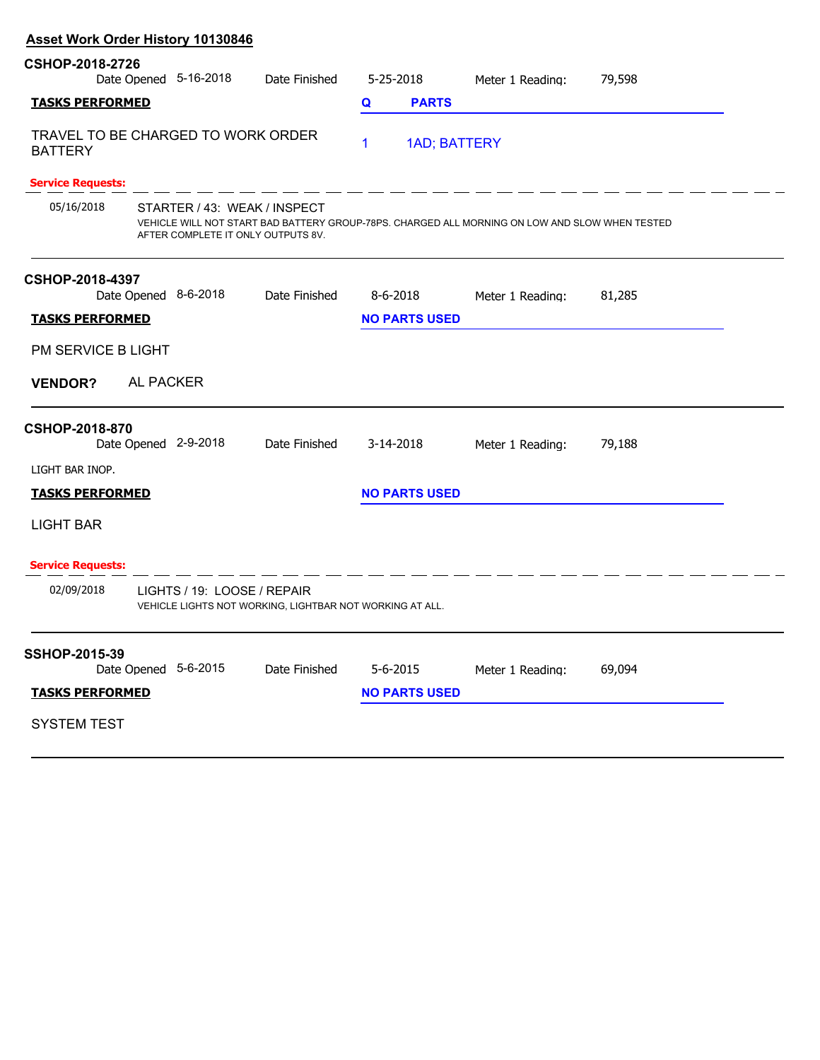## Asset Work Order History 10130846

### CSHOP-2018-2726

Date Opened 5-16-2018 Date Finished 5-25-2018 Meter 1 Reading: 79,598

| TASKS PERFORMED | Q | PARTS |
|---|---|---|
| TRAVEL TO BE CHARGED TO WORK ORDER BATTERY | 1 | 1AD; BATTERY |

**Service Requests:**

05/16/2018 STARTER / 43: WEAK / INSPECT
VEHICLE WILL NOT START BAD BATTERY GROUP-78PS. CHARGED ALL MORNING ON LOW AND SLOW WHEN TESTED AFTER COMPLETE IT ONLY OUTPUTS 8V.

---

### CSHOP-2018-4397

Date Opened 8-6-2018 Date Finished 8-6-2018 Meter 1 Reading: 81,285

**TASKS PERFORMED** **NO PARTS USED**

PM SERVICE B LIGHT

**VENDOR?** AL PACKER

---

### CSHOP-2018-870

Date Opened 2-9-2018 Date Finished 3-14-2018 Meter 1 Reading: 79,188

LIGHT BAR INOP.

**TASKS PERFORMED** **NO PARTS USED**

LIGHT BAR

**Service Requests:**

02/09/2018 LIGHTS / 19: LOOSE / REPAIR
VEHICLE LIGHTS NOT WORKING, LIGHTBAR NOT WORKING AT ALL.

---

### SSHOP-2015-39

Date Opened 5-6-2015 Date Finished 5-6-2015 Meter 1 Reading: 69,094

**TASKS PERFORMED** **NO PARTS USED**

SYSTEM TEST